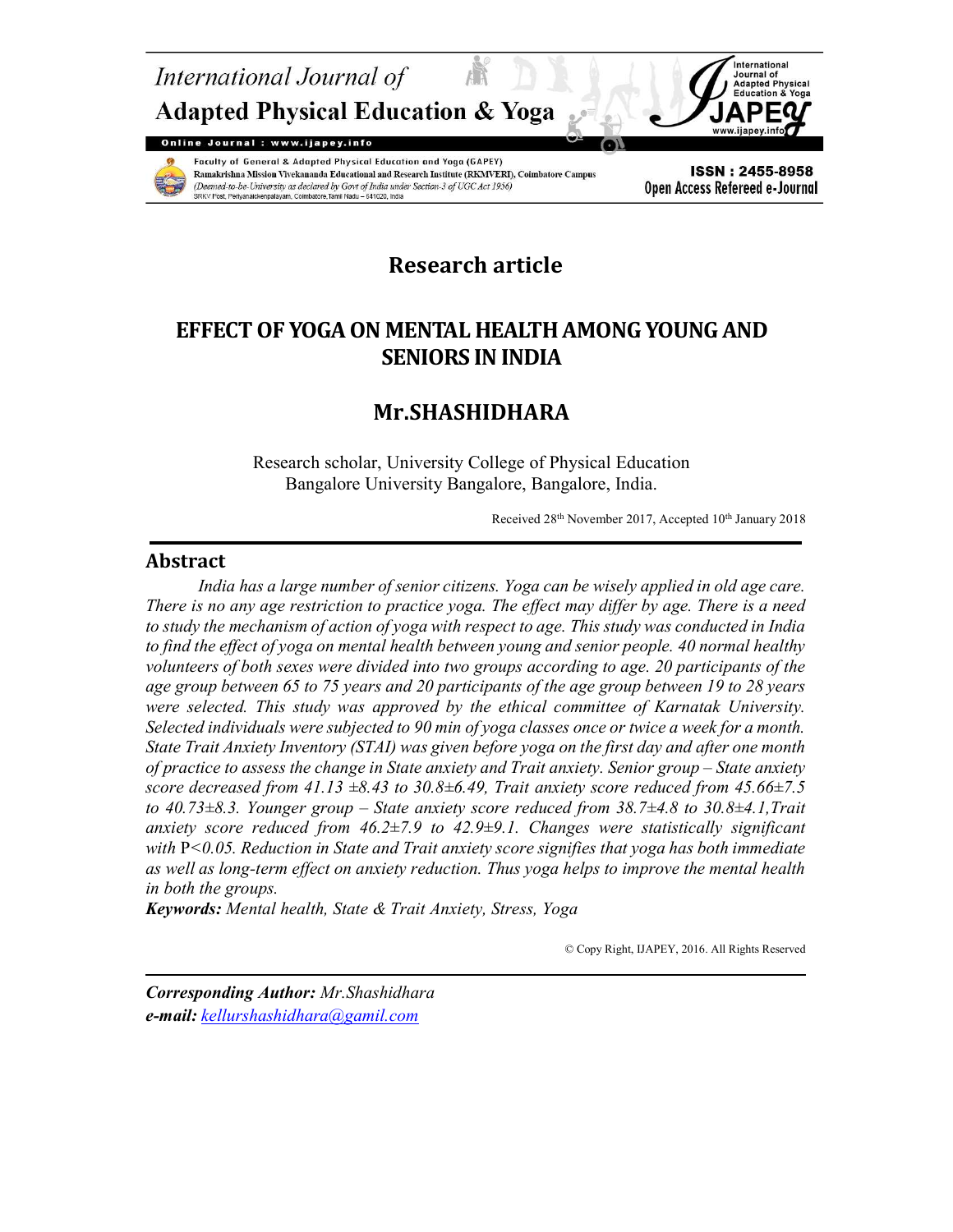Research article

# EFFECT OF YOGA ON MENTAL HEALTH AMONG YOUNG AND SENIORS IN INDIA

## Mr.SHASHIDHARA

Research scholar, University College of Physical Education
Bangalore University Bangalore, Bangalore, India.

Received 28th November 2017, Accepted 10th January 2018

## Abstract

*India has a large number of senior citizens. Yoga can be wisely applied in old age care. There is no any age restriction to practice yoga. The effect may differ by age. There is a need to study the mechanism of action of yoga with respect to age. This study was conducted in India to find the effect of yoga on mental health between young and senior people. 40 normal healthy volunteers of both sexes were divided into two groups according to age. 20 participants of the age group between 65 to 75 years and 20 participants of the age group between 19 to 28 years were selected. This study was approved by the ethical committee of Karnatak University. Selected individuals were subjected to 90 min of yoga classes once or twice a week for a month. State Trait Anxiety Inventory (STAI) was given before yoga on the first day and after one month of practice to assess the change in State anxiety and Trait anxiety. Senior group – State anxiety score decreased from 41.13 ±8.43 to 30.8±6.49, Trait anxiety score reduced from 45.66±7.5 to 40.73±8.3. Younger group – State anxiety score reduced from 38.7±4.8 to 30.8±4.1,Trait anxiety score reduced from 46.2±7.9 to 42.9±9.1. Changes were statistically significant with* $P<0.05$. *Reduction in State and Trait anxiety score signifies that yoga has both immediate as well as long-term effect on anxiety reduction. Thus yoga helps to improve the mental health in both the groups.*

***Keywords:*** *Mental health, State & Trait Anxiety, Stress, Yoga*

© Copy Right, IJAPEY, 2016. All Rights Reserved

***Corresponding Author:*** *Mr.Shashidhara*
***e-mail:*** *kellurshashidhara@gamil.com*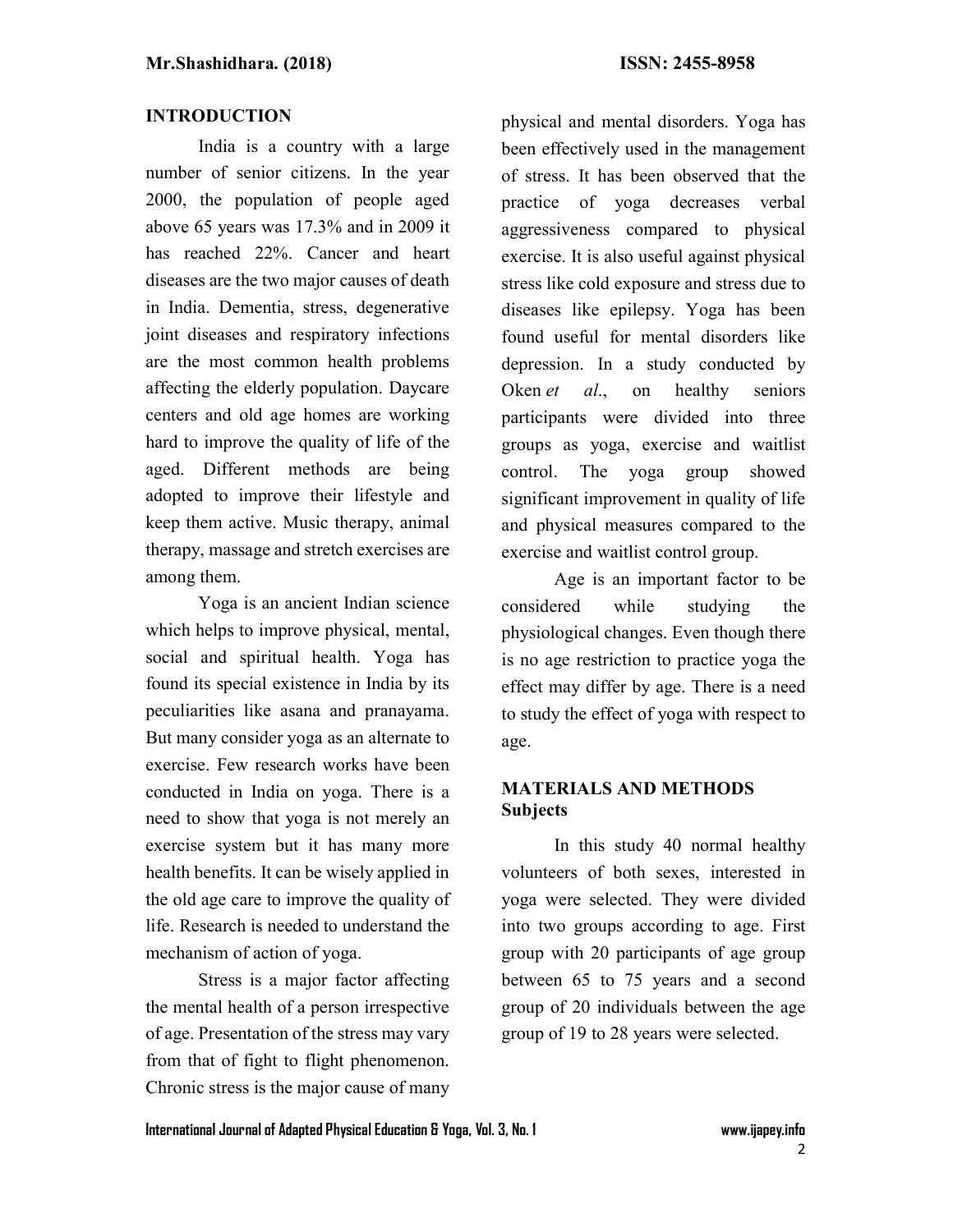## INTRODUCTION

India is a country with a large number of senior citizens. In the year 2000, the population of people aged above 65 years was 17.3% and in 2009 it has reached 22%. Cancer and heart diseases are the two major causes of death in India. Dementia, stress, degenerative joint diseases and respiratory infections are the most common health problems affecting the elderly population. Daycare centers and old age homes are working hard to improve the quality of life of the aged. Different methods are being adopted to improve their lifestyle and keep them active. Music therapy, animal therapy, massage and stretch exercises are among them.

Yoga is an ancient Indian science which helps to improve physical, mental, social and spiritual health. Yoga has found its special existence in India by its peculiarities like asana and pranayama. But many consider yoga as an alternate to exercise. Few research works have been conducted in India on yoga. There is a need to show that yoga is not merely an exercise system but it has many more health benefits. It can be wisely applied in the old age care to improve the quality of life. Research is needed to understand the mechanism of action of yoga.

Stress is a major factor affecting the mental health of a person irrespective of age. Presentation of the stress may vary from that of fight to flight phenomenon. Chronic stress is the major cause of many physical and mental disorders. Yoga has been effectively used in the management of stress. It has been observed that the practice of yoga decreases verbal aggressiveness compared to physical exercise. It is also useful against physical stress like cold exposure and stress due to diseases like epilepsy. Yoga has been found useful for mental disorders like depression. In a study conducted by Oken *et al*., on healthy seniors participants were divided into three groups as yoga, exercise and waitlist control. The yoga group showed significant improvement in quality of life and physical measures compared to the exercise and waitlist control group.

Age is an important factor to be considered while studying the physiological changes. Even though there is no age restriction to practice yoga the effect may differ by age. There is a need to study the effect of yoga with respect to age.

## MATERIALS AND METHODS

### Subjects

In this study 40 normal healthy volunteers of both sexes, interested in yoga were selected. They were divided into two groups according to age. First group with 20 participants of age group between 65 to 75 years and a second group of 20 individuals between the age group of 19 to 28 years were selected.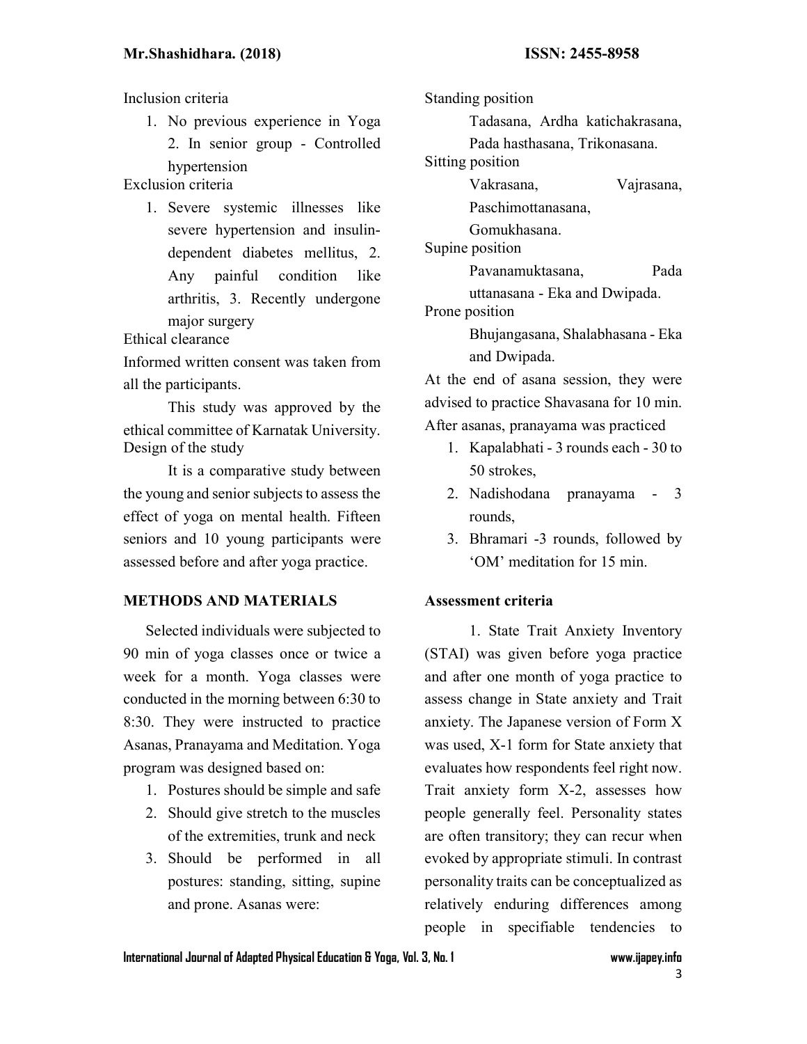Inclusion criteria

1. No previous experience in Yoga 2. In senior group - Controlled hypertension

Exclusion criteria

1. Severe systemic illnesses like severe hypertension and insulin-dependent diabetes mellitus, 2. Any painful condition like arthritis, 3. Recently undergone major surgery

Ethical clearance

Informed written consent was taken from all the participants.

This study was approved by the ethical committee of Karnatak University.

Design of the study

It is a comparative study between the young and senior subjects to assess the effect of yoga on mental health. Fifteen seniors and 10 young participants were assessed before and after yoga practice.

## METHODS AND MATERIALS

Selected individuals were subjected to 90 min of yoga classes once or twice a week for a month. Yoga classes were conducted in the morning between 6:30 to 8:30. They were instructed to practice Asanas, Pranayama and Meditation. Yoga program was designed based on:

1. Postures should be simple and safe
2. Should give stretch to the muscles of the extremities, trunk and neck
3. Should be performed in all postures: standing, sitting, supine and prone. Asanas were:

Standing position

Tadasana, Ardha katichakrasana, Pada hasthasana, Trikonasana.

Sitting position

Vakrasana, Vajrasana, Paschimottanasana, Gomukhasana.

Supine position

Pavanamuktasana, Pada uttanasana - Eka and Dwipada.

Prone position

Bhujangasana, Shalabhasana - Eka and Dwipada.

At the end of asana session, they were advised to practice Shavasana for 10 min. After asanas, pranayama was practiced

1. Kapalabhati - 3 rounds each - 30 to 50 strokes,
2. Nadishodana pranayama - 3 rounds,
3. Bhramari -3 rounds, followed by 'OM' meditation for 15 min.

**Assessment criteria**

1. State Trait Anxiety Inventory (STAI) was given before yoga practice and after one month of yoga practice to assess change in State anxiety and Trait anxiety. The Japanese version of Form X was used, X-1 form for State anxiety that evaluates how respondents feel right now. Trait anxiety form X-2, assesses how people generally feel. Personality states are often transitory; they can recur when evoked by appropriate stimuli. In contrast personality traits can be conceptualized as relatively enduring differences among people in specifiable tendencies to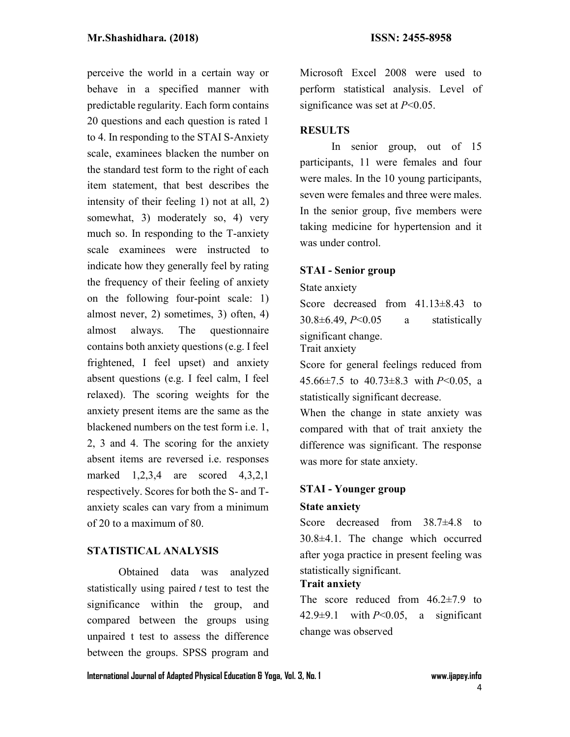perceive the world in a certain way or behave in a specified manner with predictable regularity. Each form contains 20 questions and each question is rated 1 to 4. In responding to the STAI S-Anxiety scale, examinees blacken the number on the standard test form to the right of each item statement, that best describes the intensity of their feeling 1) not at all, 2) somewhat, 3) moderately so, 4) very much so. In responding to the T-anxiety scale examinees were instructed to indicate how they generally feel by rating the frequency of their feeling of anxiety on the following four-point scale: 1) almost never, 2) sometimes, 3) often, 4) almost always. The questionnaire contains both anxiety questions (e.g. I feel frightened, I feel upset) and anxiety absent questions (e.g. I feel calm, I feel relaxed). The scoring weights for the anxiety present items are the same as the blackened numbers on the test form i.e. 1, 2, 3 and 4. The scoring for the anxiety absent items are reversed i.e. responses marked 1,2,3,4 are scored 4,3,2,1 respectively. Scores for both the S- and T-anxiety scales can vary from a minimum of 20 to a maximum of 80.

## STATISTICAL ANALYSIS

Obtained data was analyzed statistically using paired *t* test to test the significance within the group, and compared between the groups using unpaired t test to assess the difference between the groups. SPSS program and Microsoft Excel 2008 were used to perform statistical analysis. Level of significance was set at $P<0.05$.

## RESULTS

In senior group, out of 15 participants, 11 were females and four were males. In the 10 young participants, seven were females and three were males. In the senior group, five members were taking medicine for hypertension and it was under control.

### STAI - Senior group

State anxiety

Score decreased from 41.13±8.43 to 30.8±6.49, $P<0.05$ a statistically significant change.

Trait anxiety

Score for general feelings reduced from 45.66±7.5 to 40.73±8.3 with $P<0.05$, a statistically significant decrease.

When the change in state anxiety was compared with that of trait anxiety the difference was significant. The response was more for state anxiety.

### STAI - Younger group

**State anxiety**

Score decreased from 38.7±4.8 to 30.8±4.1. The change which occurred after yoga practice in present feeling was statistically significant.

**Trait anxiety**

The score reduced from 46.2±7.9 to 42.9±9.1 with $P<0.05$, a significant change was observed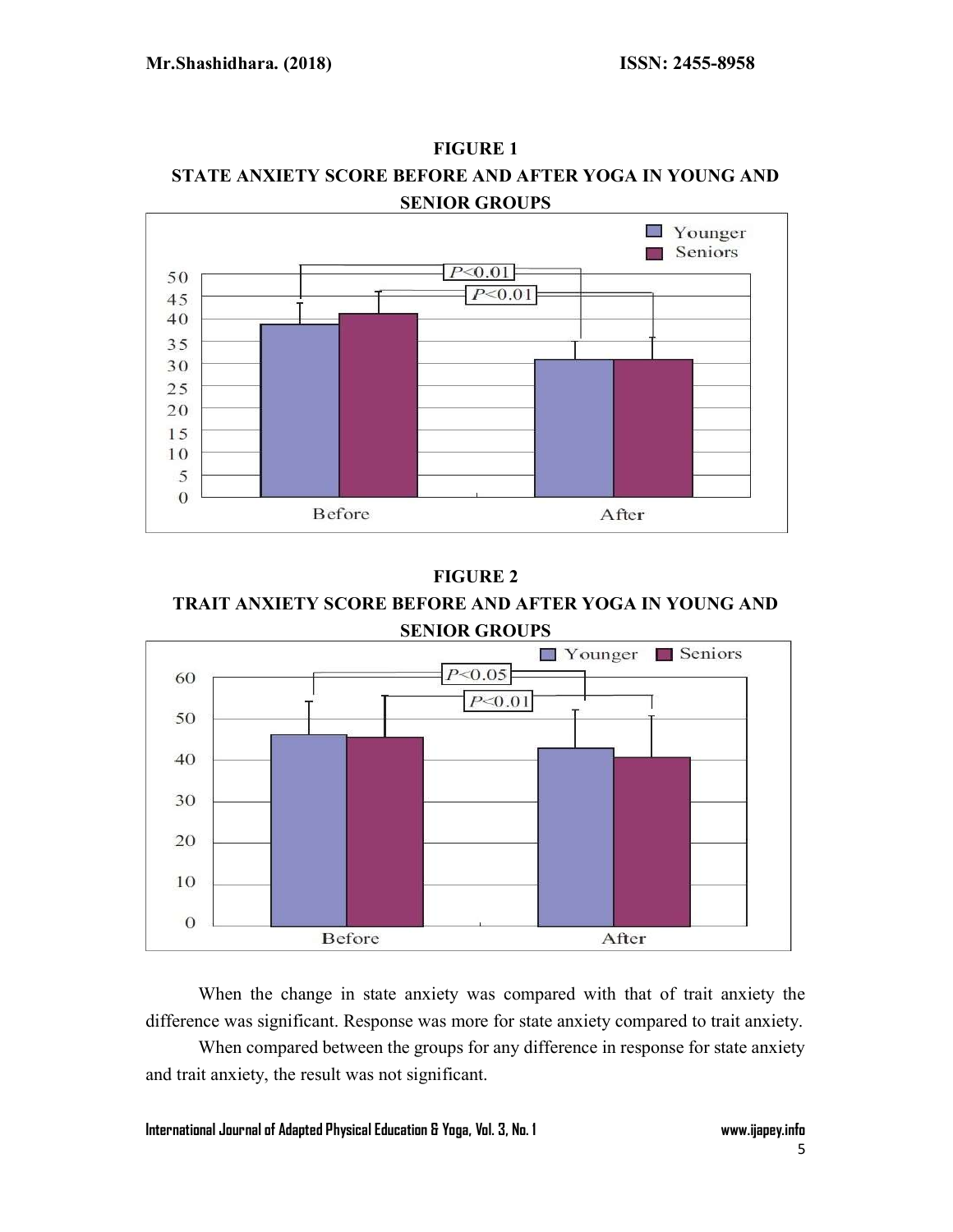**FIGURE 1**

**STATE ANXIETY SCORE BEFORE AND AFTER YOGA IN YOUNG AND SENIOR GROUPS**

**FIGURE 2**

**TRAIT ANXIETY SCORE BEFORE AND AFTER YOGA IN YOUNG AND SENIOR GROUPS**

When the change in state anxiety was compared with that of trait anxiety the difference was significant. Response was more for state anxiety compared to trait anxiety.

When compared between the groups for any difference in response for state anxiety and trait anxiety, the result was not significant.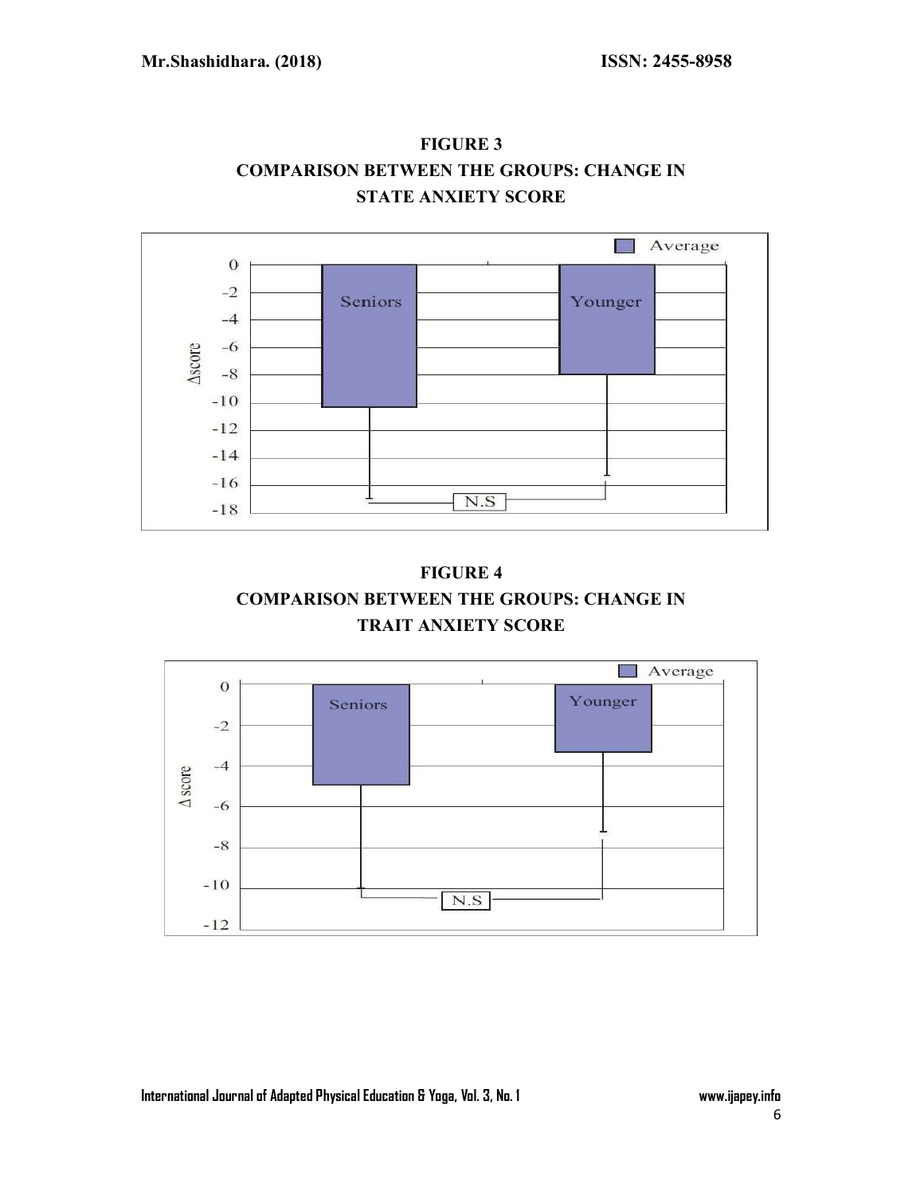**FIGURE 3**

**COMPARISON BETWEEN THE GROUPS: CHANGE IN STATE ANXIETY SCORE**

**FIGURE 4**

**COMPARISON BETWEEN THE GROUPS: CHANGE IN TRAIT ANXIETY SCORE**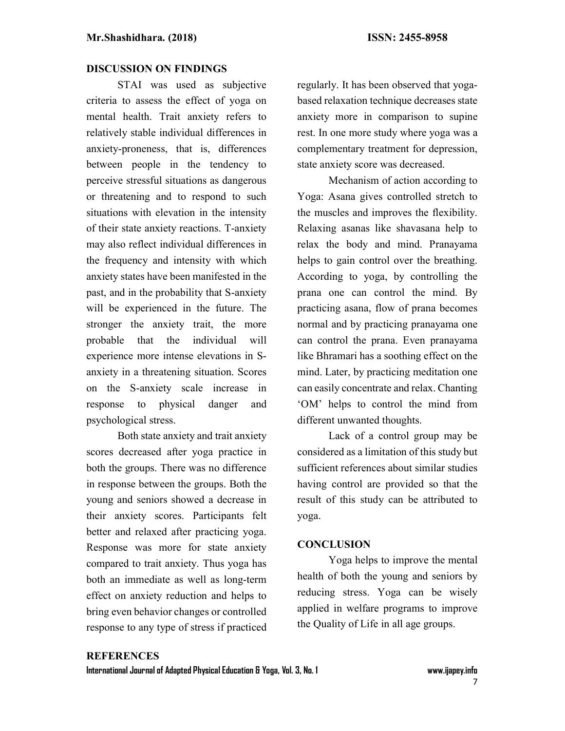## DISCUSSION ON FINDINGS

STAI was used as subjective criteria to assess the effect of yoga on mental health. Trait anxiety refers to relatively stable individual differences in anxiety-proneness, that is, differences between people in the tendency to perceive stressful situations as dangerous or threatening and to respond to such situations with elevation in the intensity of their state anxiety reactions. T-anxiety may also reflect individual differences in the frequency and intensity with which anxiety states have been manifested in the past, and in the probability that S-anxiety will be experienced in the future. The stronger the anxiety trait, the more probable that the individual will experience more intense elevations in S-anxiety in a threatening situation. Scores on the S-anxiety scale increase in response to physical danger and psychological stress.

Both state anxiety and trait anxiety scores decreased after yoga practice in both the groups. There was no difference in response between the groups. Both the young and seniors showed a decrease in their anxiety scores. Participants felt better and relaxed after practicing yoga. Response was more for state anxiety compared to trait anxiety. Thus yoga has both an immediate as well as long-term effect on anxiety reduction and helps to bring even behavior changes or controlled response to any type of stress if practiced regularly. It has been observed that yoga-based relaxation technique decreases state anxiety more in comparison to supine rest. In one more study where yoga was a complementary treatment for depression, state anxiety score was decreased.

Mechanism of action according to Yoga: Asana gives controlled stretch to the muscles and improves the flexibility. Relaxing asanas like shavasana help to relax the body and mind. Pranayama helps to gain control over the breathing. According to yoga, by controlling the prana one can control the mind. By practicing asana, flow of prana becomes normal and by practicing pranayama one can control the prana. Even pranayama like Bhramari has a soothing effect on the mind. Later, by practicing meditation one can easily concentrate and relax. Chanting 'OM' helps to control the mind from different unwanted thoughts.

Lack of a control group may be considered as a limitation of this study but sufficient references about similar studies having control are provided so that the result of this study can be attributed to yoga.

## CONCLUSION

Yoga helps to improve the mental health of both the young and seniors by reducing stress. Yoga can be wisely applied in welfare programs to improve the Quality of Life in all age groups.

## REFERENCES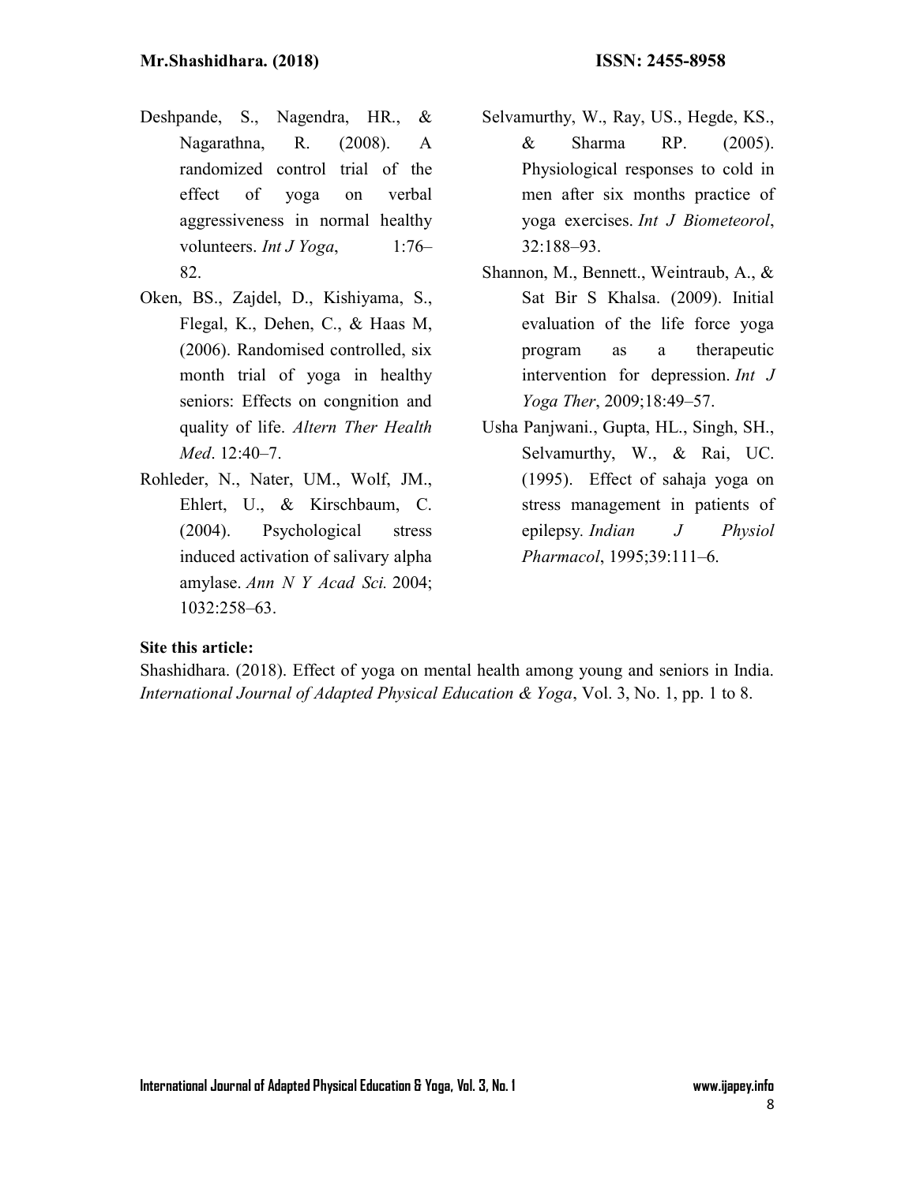Deshpande, S., Nagendra, HR., & Nagarathna, R. (2008). A randomized control trial of the effect of yoga on verbal aggressiveness in normal healthy volunteers. *Int J Yoga*, 1:76–82.

Oken, BS., Zajdel, D., Kishiyama, S., Flegal, K., Dehen, C., & Haas M, (2006). Randomised controlled, six month trial of yoga in healthy seniors: Effects on congnition and quality of life. *Altern Ther Health Med*. 12:40–7.

Rohleder, N., Nater, UM., Wolf, JM., Ehlert, U., & Kirschbaum, C. (2004). Psychological stress induced activation of salivary alpha amylase. *Ann N Y Acad Sci.* 2004; 1032:258–63.

Selvamurthy, W., Ray, US., Hegde, KS., & Sharma RP. (2005). Physiological responses to cold in men after six months practice of yoga exercises. *Int J Biometeorol*, 32:188–93.

Shannon, M., Bennett., Weintraub, A., & Sat Bir S Khalsa. (2009). Initial evaluation of the life force yoga program as a therapeutic intervention for depression. *Int J Yoga Ther*, 2009;18:49–57.

Usha Panjwani., Gupta, HL., Singh, SH., Selvamurthy, W., & Rai, UC. (1995). Effect of sahaja yoga on stress management in patients of epilepsy. *Indian J Physiol Pharmacol*, 1995;39:111–6.

**Site this article:**

Shashidhara. (2018). Effect of yoga on mental health among young and seniors in India. *International Journal of Adapted Physical Education & Yoga*, Vol. 3, No. 1, pp. 1 to 8.